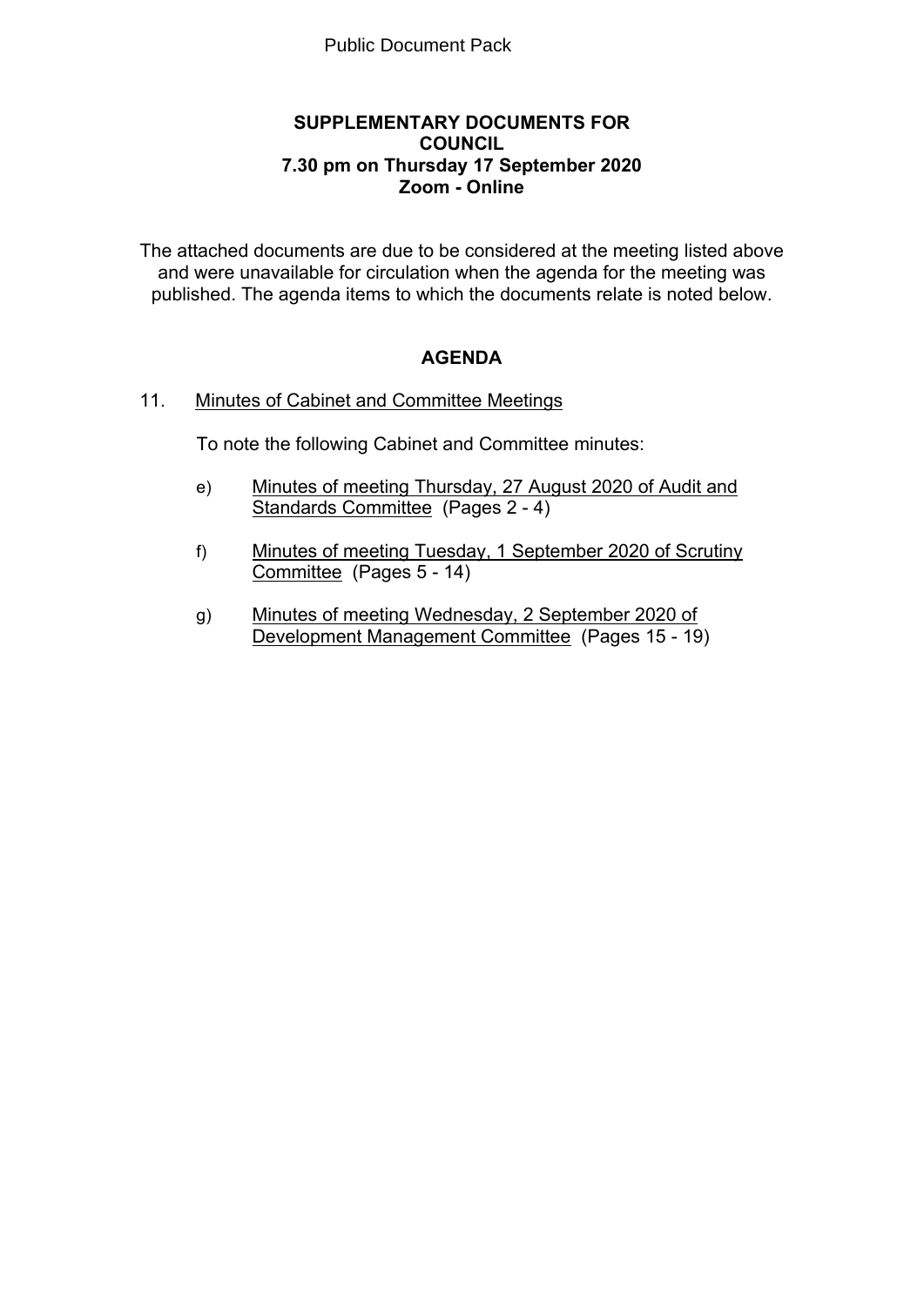Public Document Pack

# SUPPLEMENTARY DOCUMENTS FOR COUNCIL
## 7.30 pm on Thursday 17 September 2020
## Zoom - Online

The attached documents are due to be considered at the meeting listed above and were unavailable for circulation when the agenda for the meeting was published. The agenda items to which the documents relate is noted below.

## AGENDA

11. Minutes of Cabinet and Committee Meetings

    To note the following Cabinet and Committee minutes:

    e) Minutes of meeting Thursday, 27 August 2020 of Audit and Standards Committee (Pages 2 - 4)

    f) Minutes of meeting Tuesday, 1 September 2020 of Scrutiny Committee (Pages 5 - 14)

    g) Minutes of meeting Wednesday, 2 September 2020 of Development Management Committee (Pages 15 - 19)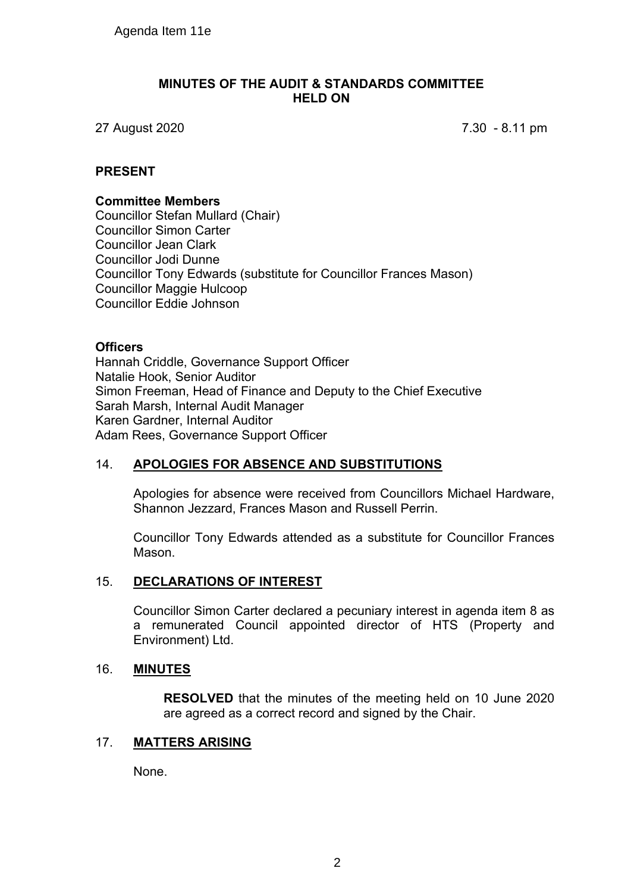Agenda Item 11e

**MINUTES OF THE AUDIT & STANDARDS COMMITTEE HELD ON**

27 August 2020 — 7.30 - 8.11 pm

**PRESENT**

**Committee Members**
Councillor Stefan Mullard (Chair)
Councillor Simon Carter
Councillor Jean Clark
Councillor Jodi Dunne
Councillor Tony Edwards (substitute for Councillor Frances Mason)
Councillor Maggie Hulcoop
Councillor Eddie Johnson

**Officers**
Hannah Criddle, Governance Support Officer
Natalie Hook, Senior Auditor
Simon Freeman, Head of Finance and Deputy to the Chief Executive
Sarah Marsh, Internal Audit Manager
Karen Gardner, Internal Auditor
Adam Rees, Governance Support Officer

## 14. APOLOGIES FOR ABSENCE AND SUBSTITUTIONS

Apologies for absence were received from Councillors Michael Hardware, Shannon Jezzard, Frances Mason and Russell Perrin.

Councillor Tony Edwards attended as a substitute for Councillor Frances Mason.

## 15. DECLARATIONS OF INTEREST

Councillor Simon Carter declared a pecuniary interest in agenda item 8 as a remunerated Council appointed director of HTS (Property and Environment) Ltd.

## 16. MINUTES

**RESOLVED** that the minutes of the meeting held on 10 June 2020 are agreed as a correct record and signed by the Chair.

## 17. MATTERS ARISING

None.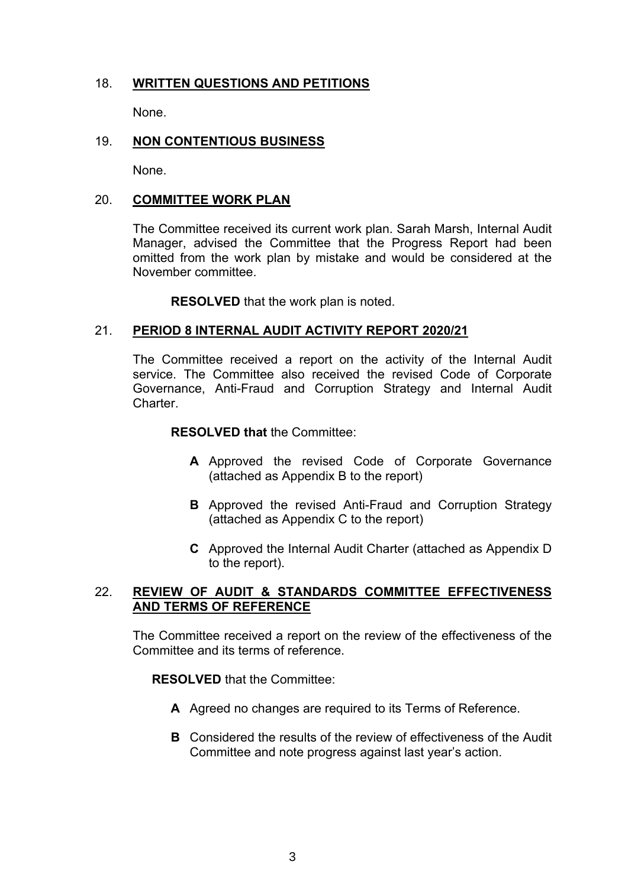## 18. WRITTEN QUESTIONS AND PETITIONS

None.

## 19. NON CONTENTIOUS BUSINESS

None.

## 20. COMMITTEE WORK PLAN

The Committee received its current work plan. Sarah Marsh, Internal Audit Manager, advised the Committee that the Progress Report had been omitted from the work plan by mistake and would be considered at the November committee.

**RESOLVED** that the work plan is noted.

## 21. PERIOD 8 INTERNAL AUDIT ACTIVITY REPORT 2020/21

The Committee received a report on the activity of the Internal Audit service. The Committee also received the revised Code of Corporate Governance, Anti-Fraud and Corruption Strategy and Internal Audit Charter.

**RESOLVED that** the Committee:

- **A** Approved the revised Code of Corporate Governance (attached as Appendix B to the report)
- **B** Approved the revised Anti-Fraud and Corruption Strategy (attached as Appendix C to the report)
- **C** Approved the Internal Audit Charter (attached as Appendix D to the report).

## 22. REVIEW OF AUDIT & STANDARDS COMMITTEE EFFECTIVENESS AND TERMS OF REFERENCE

The Committee received a report on the review of the effectiveness of the Committee and its terms of reference.

**RESOLVED** that the Committee:

- **A** Agreed no changes are required to its Terms of Reference.
- **B** Considered the results of the review of effectiveness of the Audit Committee and note progress against last year's action.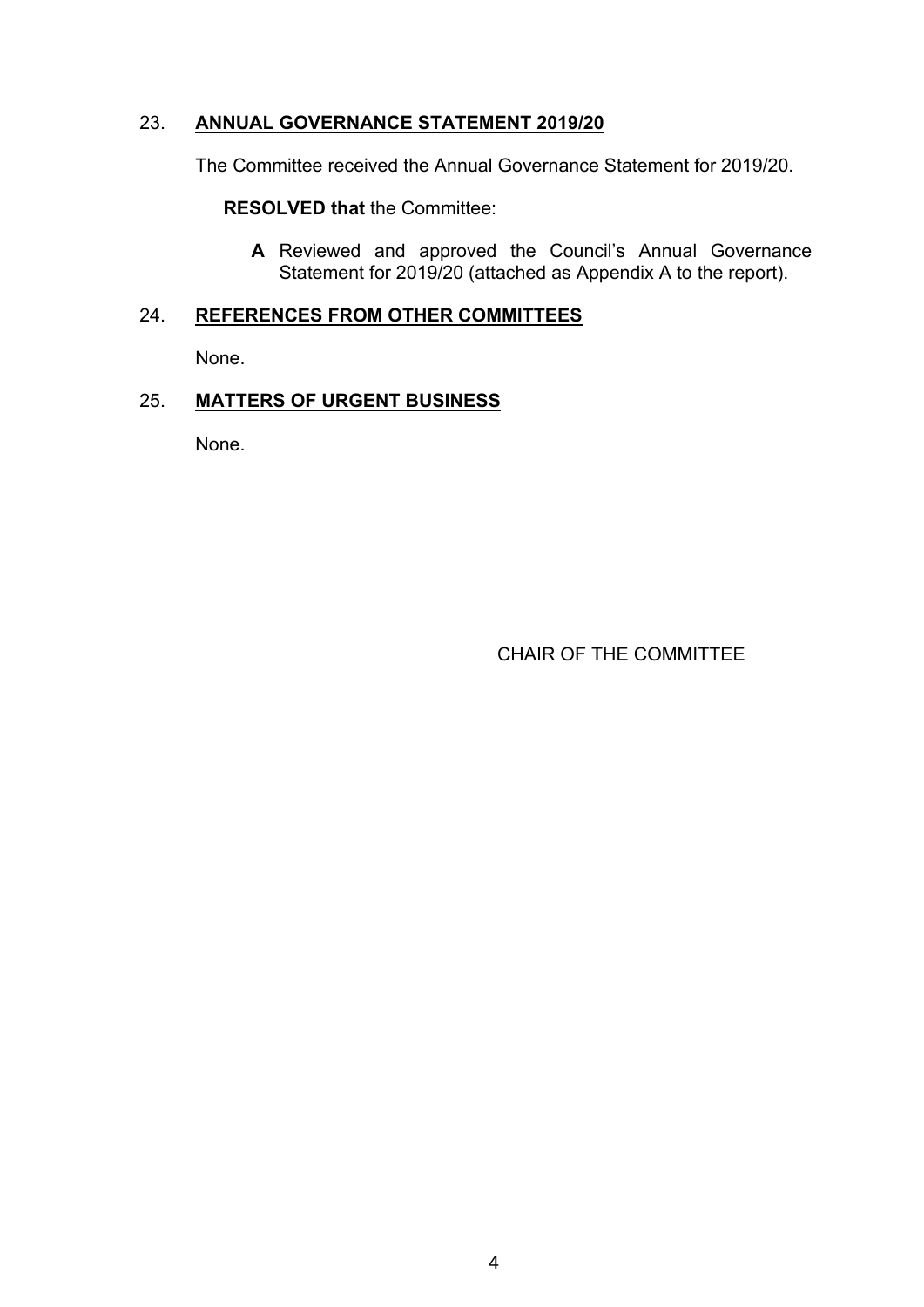## 23. **ANNUAL GOVERNANCE STATEMENT 2019/20**

The Committee received the Annual Governance Statement for 2019/20.

**RESOLVED that** the Committee:

**A** Reviewed and approved the Council's Annual Governance Statement for 2019/20 (attached as Appendix A to the report).

## 24. **REFERENCES FROM OTHER COMMITTEES**

None.

## 25. **MATTERS OF URGENT BUSINESS**

None.

CHAIR OF THE COMMITTEE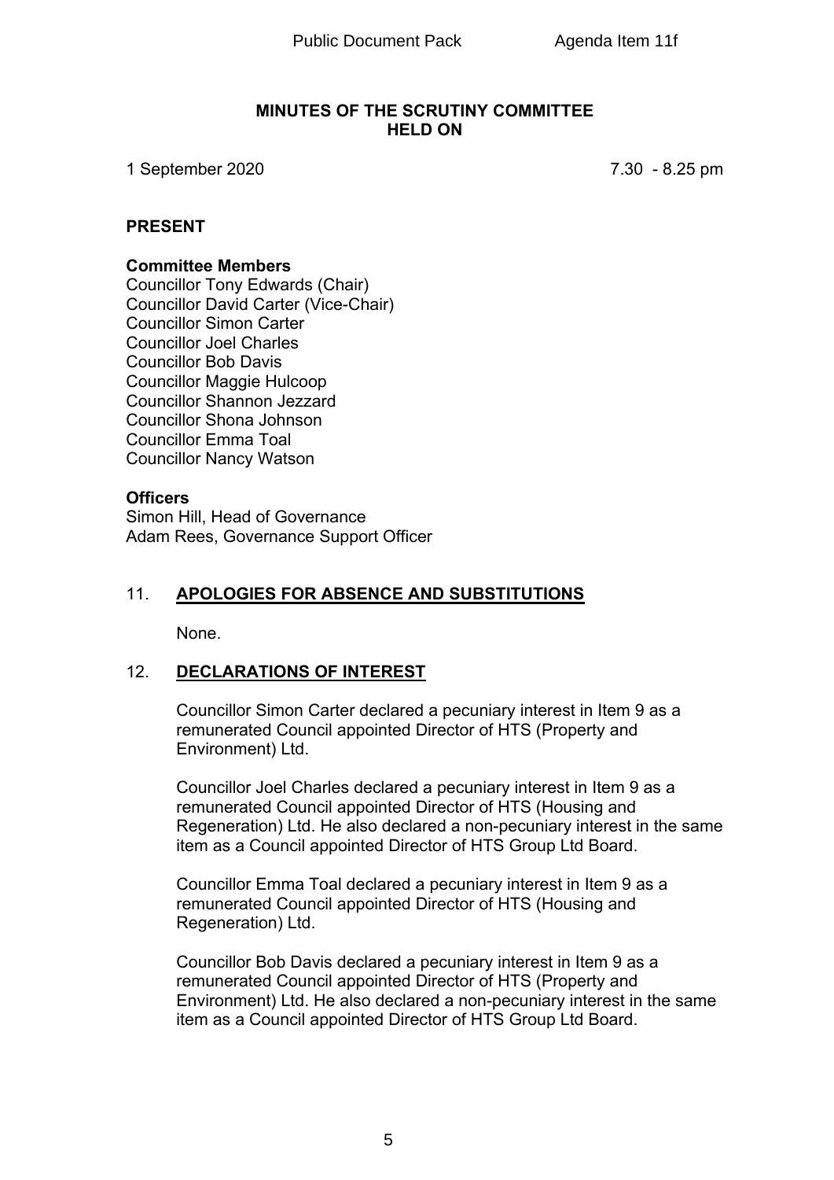# MINUTES OF THE SCRUTINY COMMITTEE HELD ON

1 September 2020 7.30 - 8.25 pm

## PRESENT

**Committee Members**
Councillor Tony Edwards (Chair)
Councillor David Carter (Vice-Chair)
Councillor Simon Carter
Councillor Joel Charles
Councillor Bob Davis
Councillor Maggie Hulcoop
Councillor Shannon Jezzard
Councillor Shona Johnson
Councillor Emma Toal
Councillor Nancy Watson

**Officers**
Simon Hill, Head of Governance
Adam Rees, Governance Support Officer

## 11. APOLOGIES FOR ABSENCE AND SUBSTITUTIONS

None.

## 12. DECLARATIONS OF INTEREST

Councillor Simon Carter declared a pecuniary interest in Item 9 as a remunerated Council appointed Director of HTS (Property and Environment) Ltd.

Councillor Joel Charles declared a pecuniary interest in Item 9 as a remunerated Council appointed Director of HTS (Housing and Regeneration) Ltd. He also declared a non-pecuniary interest in the same item as a Council appointed Director of HTS Group Ltd Board.

Councillor Emma Toal declared a pecuniary interest in Item 9 as a remunerated Council appointed Director of HTS (Housing and Regeneration) Ltd.

Councillor Bob Davis declared a pecuniary interest in Item 9 as a remunerated Council appointed Director of HTS (Property and Environment) Ltd. He also declared a non-pecuniary interest in the same item as a Council appointed Director of HTS Group Ltd Board.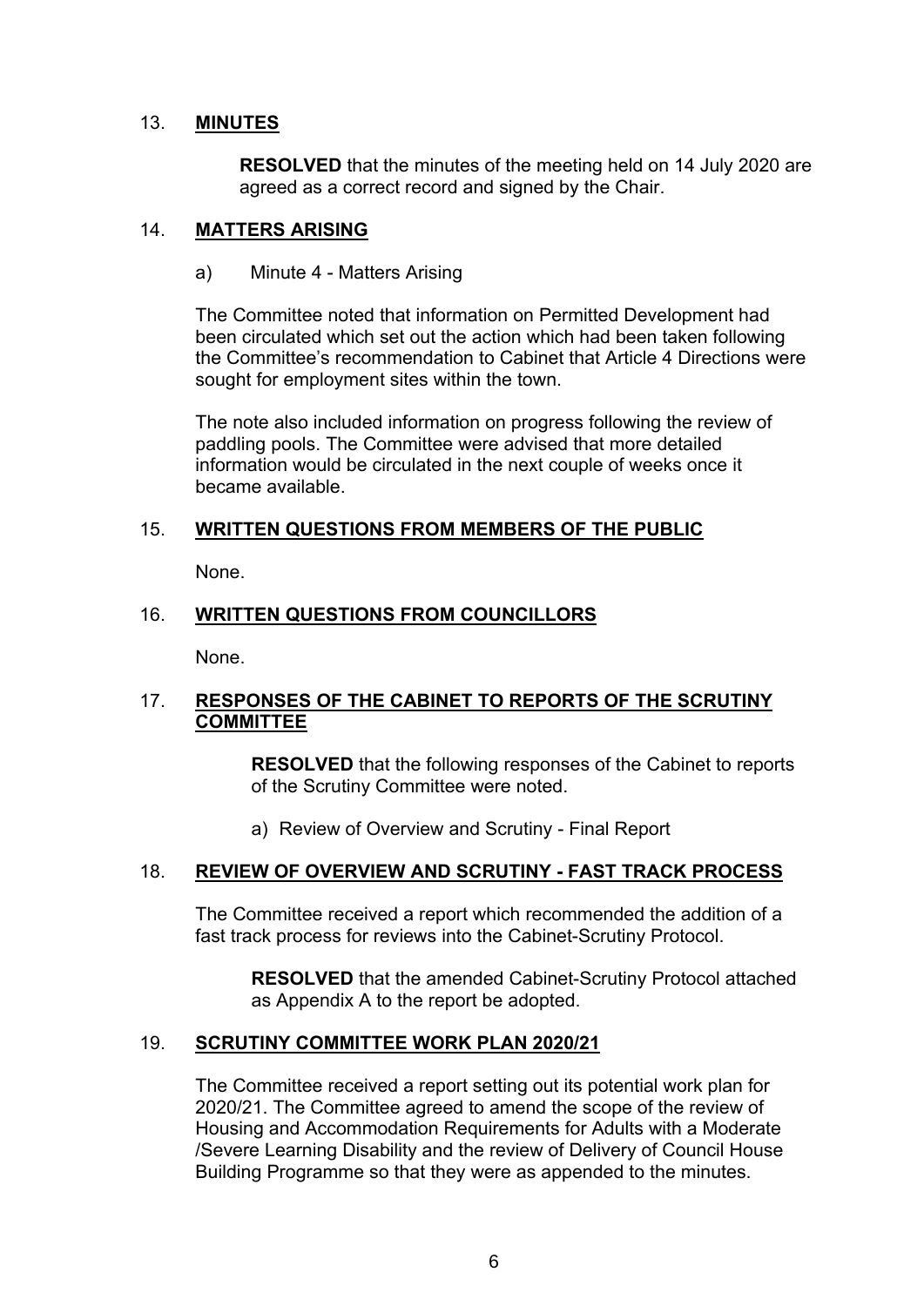## 13. **MINUTES**

**RESOLVED** that the minutes of the meeting held on 14 July 2020 are agreed as a correct record and signed by the Chair.

## 14. **MATTERS ARISING**

a) Minute 4 - Matters Arising

The Committee noted that information on Permitted Development had been circulated which set out the action which had been taken following the Committee's recommendation to Cabinet that Article 4 Directions were sought for employment sites within the town.

The note also included information on progress following the review of paddling pools. The Committee were advised that more detailed information would be circulated in the next couple of weeks once it became available.

## 15. **WRITTEN QUESTIONS FROM MEMBERS OF THE PUBLIC**

None.

## 16. **WRITTEN QUESTIONS FROM COUNCILLORS**

None.

## 17. **RESPONSES OF THE CABINET TO REPORTS OF THE SCRUTINY COMMITTEE**

**RESOLVED** that the following responses of the Cabinet to reports of the Scrutiny Committee were noted.

a) Review of Overview and Scrutiny - Final Report

## 18. **REVIEW OF OVERVIEW AND SCRUTINY - FAST TRACK PROCESS**

The Committee received a report which recommended the addition of a fast track process for reviews into the Cabinet-Scrutiny Protocol.

**RESOLVED** that the amended Cabinet-Scrutiny Protocol attached as Appendix A to the report be adopted.

## 19. **SCRUTINY COMMITTEE WORK PLAN 2020/21**

The Committee received a report setting out its potential work plan for 2020/21. The Committee agreed to amend the scope of the review of Housing and Accommodation Requirements for Adults with a Moderate /Severe Learning Disability and the review of Delivery of Council House Building Programme so that they were as appended to the minutes.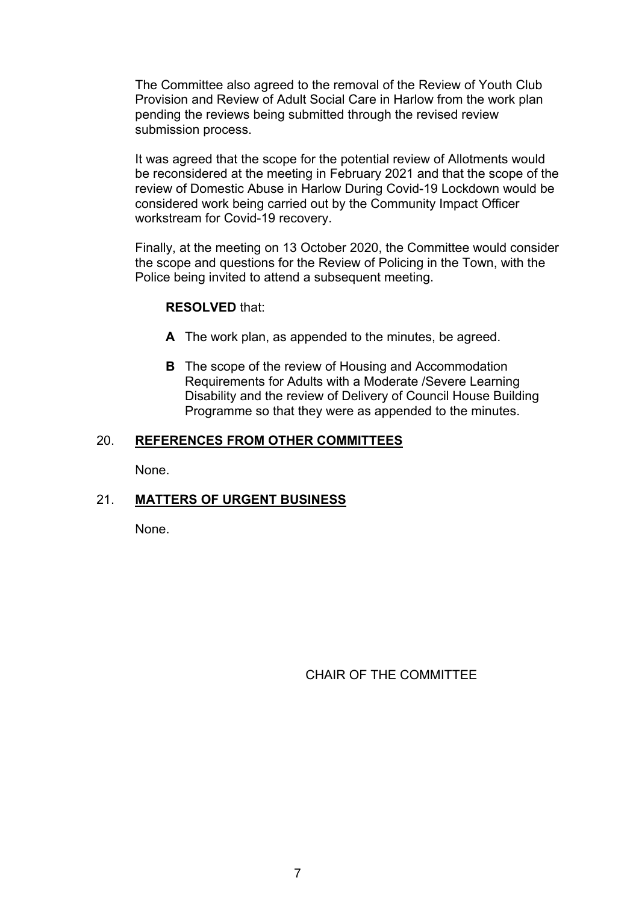The Committee also agreed to the removal of the Review of Youth Club Provision and Review of Adult Social Care in Harlow from the work plan pending the reviews being submitted through the revised review submission process.

It was agreed that the scope for the potential review of Allotments would be reconsidered at the meeting in February 2021 and that the scope of the review of Domestic Abuse in Harlow During Covid-19 Lockdown would be considered work being carried out by the Community Impact Officer workstream for Covid-19 recovery.

Finally, at the meeting on 13 October 2020, the Committee would consider the scope and questions for the Review of Policing in the Town, with the Police being invited to attend a subsequent meeting.

**RESOLVED** that:

**A** The work plan, as appended to the minutes, be agreed.

**B** The scope of the review of Housing and Accommodation Requirements for Adults with a Moderate /Severe Learning Disability and the review of Delivery of Council House Building Programme so that they were as appended to the minutes.

## 20. **REFERENCES FROM OTHER COMMITTEES**

None.

## 21. **MATTERS OF URGENT BUSINESS**

None.

CHAIR OF THE COMMITTEE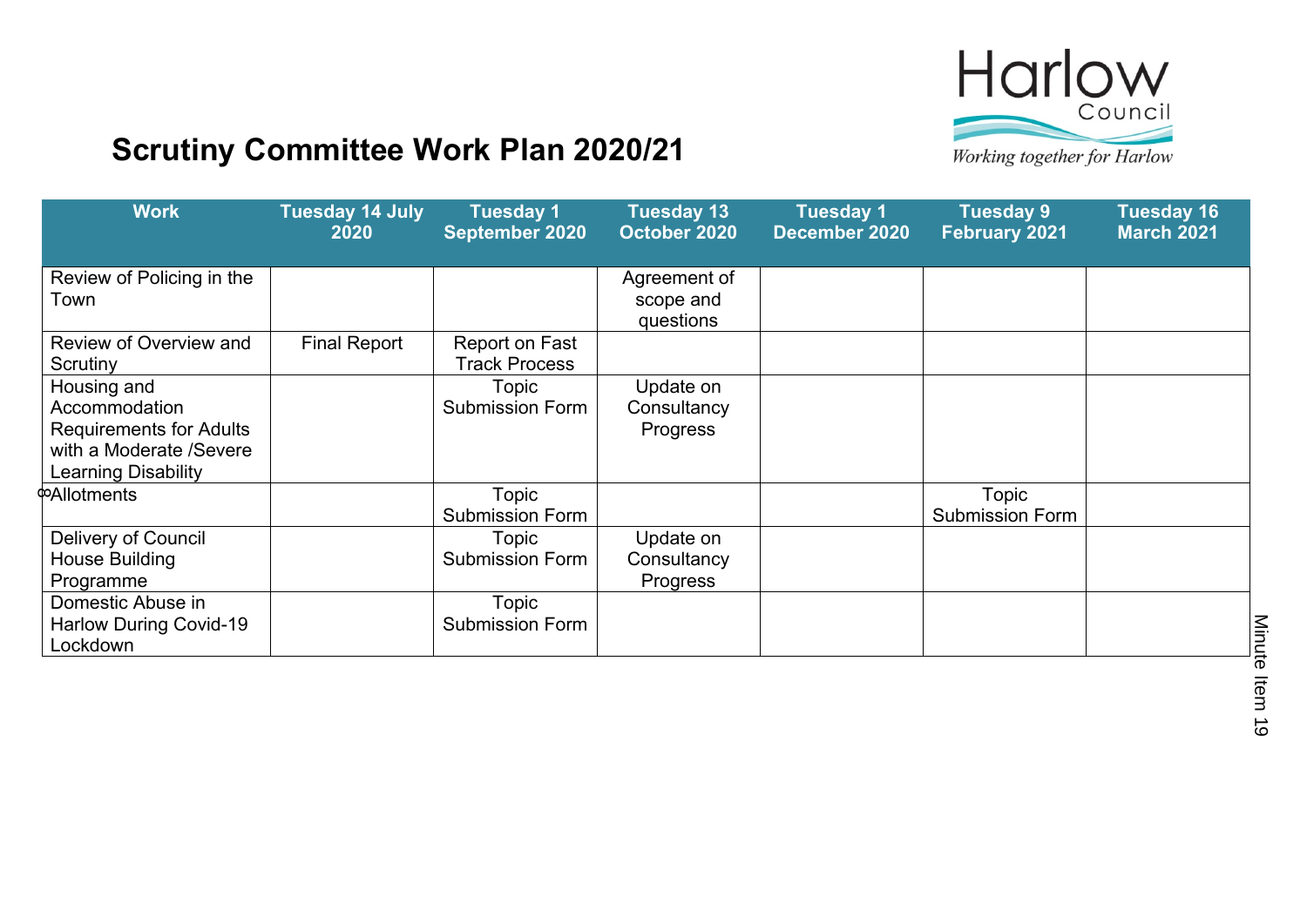# Scrutiny Committee Work Plan 2020/21

| Work | Tuesday 14 July 2020 | Tuesday 1 September 2020 | Tuesday 13 October 2020 | Tuesday 1 December 2020 | Tuesday 9 February 2021 | Tuesday 16 March 2021 |
|---|---|---|---|---|---|---|
| Review of Policing in the Town | | | Agreement of scope and questions | | | |
| Review of Overview and Scrutiny | Final Report | Report on Fast Track Process | | | | |
| Housing and Accommodation Requirements for Adults with a Moderate /Severe Learning Disability | | Topic Submission Form | Update on Consultancy Progress | | | |
| Allotments | | Topic Submission Form | | | Topic Submission Form | |
| Delivery of Council House Building Programme | | Topic Submission Form | Update on Consultancy Progress | | | |
| Domestic Abuse in Harlow During Covid-19 Lockdown | | Topic Submission Form | | | | |

Minute Item 19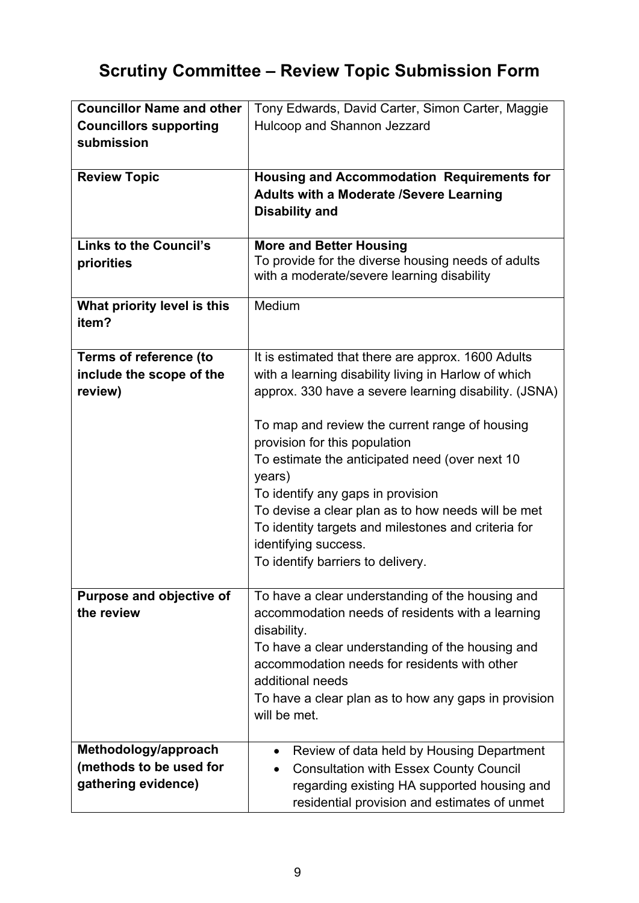# Scrutiny Committee – Review Topic Submission Form

| | |
|---|---|
| **Councillor Name and other Councillors supporting submission** | Tony Edwards, David Carter, Simon Carter, Maggie Hulcoop and Shannon Jezzard |
| **Review Topic** | **Housing and Accommodation Requirements for Adults with a Moderate /Severe Learning Disability and** |
| **Links to the Council's priorities** | **More and Better Housing**<br>To provide for the diverse housing needs of adults with a moderate/severe learning disability |
| **What priority level is this item?** | Medium |
| **Terms of reference (to include the scope of the review)** | It is estimated that there are approx. 1600 Adults with a learning disability living in Harlow of which approx. 330 have a severe learning disability. (JSNA)<br><br>To map and review the current range of housing provision for this population<br>To estimate the anticipated need (over next 10 years)<br>To identify any gaps in provision<br>To devise a clear plan as to how needs will be met<br>To identity targets and milestones and criteria for identifying success.<br>To identify barriers to delivery. |
| **Purpose and objective of the review** | To have a clear understanding of the housing and accommodation needs of residents with a learning disability.<br>To have a clear understanding of the housing and accommodation needs for residents with other additional needs<br>To have a clear plan as to how any gaps in provision will be met. |
| **Methodology/approach (methods to be used for gathering evidence)** | • Review of data held by Housing Department<br>• Consultation with Essex County Council regarding existing HA supported housing and residential provision and estimates of unmet |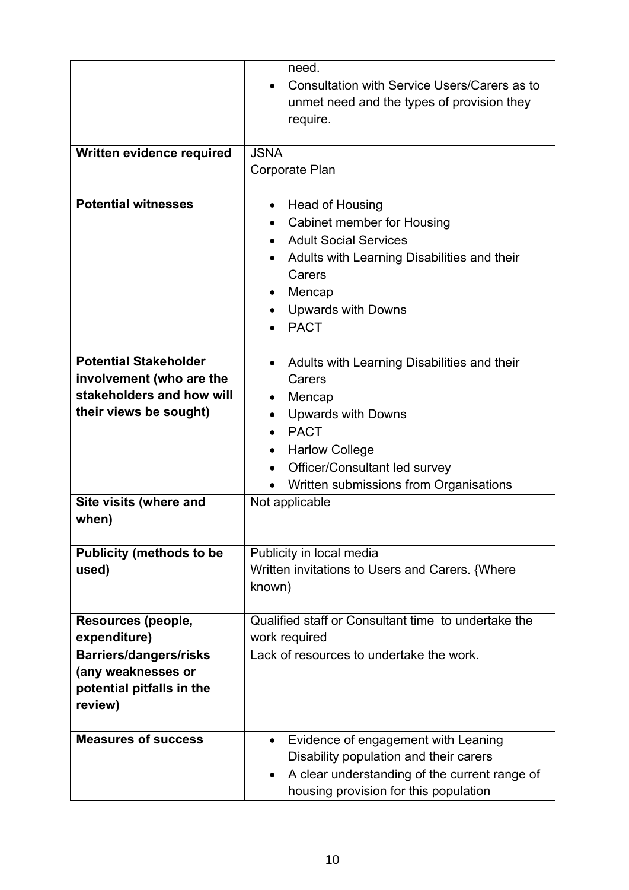| | |
|---|---|
| | need.<br>• Consultation with Service Users/Carers as to unmet need and the types of provision they require. |
| **Written evidence required** | JSNA<br>Corporate Plan |
| **Potential witnesses** | • Head of Housing<br>• Cabinet member for Housing<br>• Adult Social Services<br>• Adults with Learning Disabilities and their Carers<br>• Mencap<br>• Upwards with Downs<br>• PACT |
| **Potential Stakeholder involvement (who are the stakeholders and how will their views be sought)** | • Adults with Learning Disabilities and their Carers<br>• Mencap<br>• Upwards with Downs<br>• PACT<br>• Harlow College<br>• Officer/Consultant led survey<br>• Written submissions from Organisations |
| **Site visits (where and when)** | Not applicable |
| **Publicity (methods to be used)** | Publicity in local media<br>Written invitations to Users and Carers. {Where known) |
| **Resources (people, expenditure)** | Qualified staff or Consultant time to undertake the work required |
| **Barriers/dangers/risks (any weaknesses or potential pitfalls in the review)** | Lack of resources to undertake the work. |
| **Measures of success** | • Evidence of engagement with Leaning Disability population and their carers<br>• A clear understanding of the current range of housing provision for this population |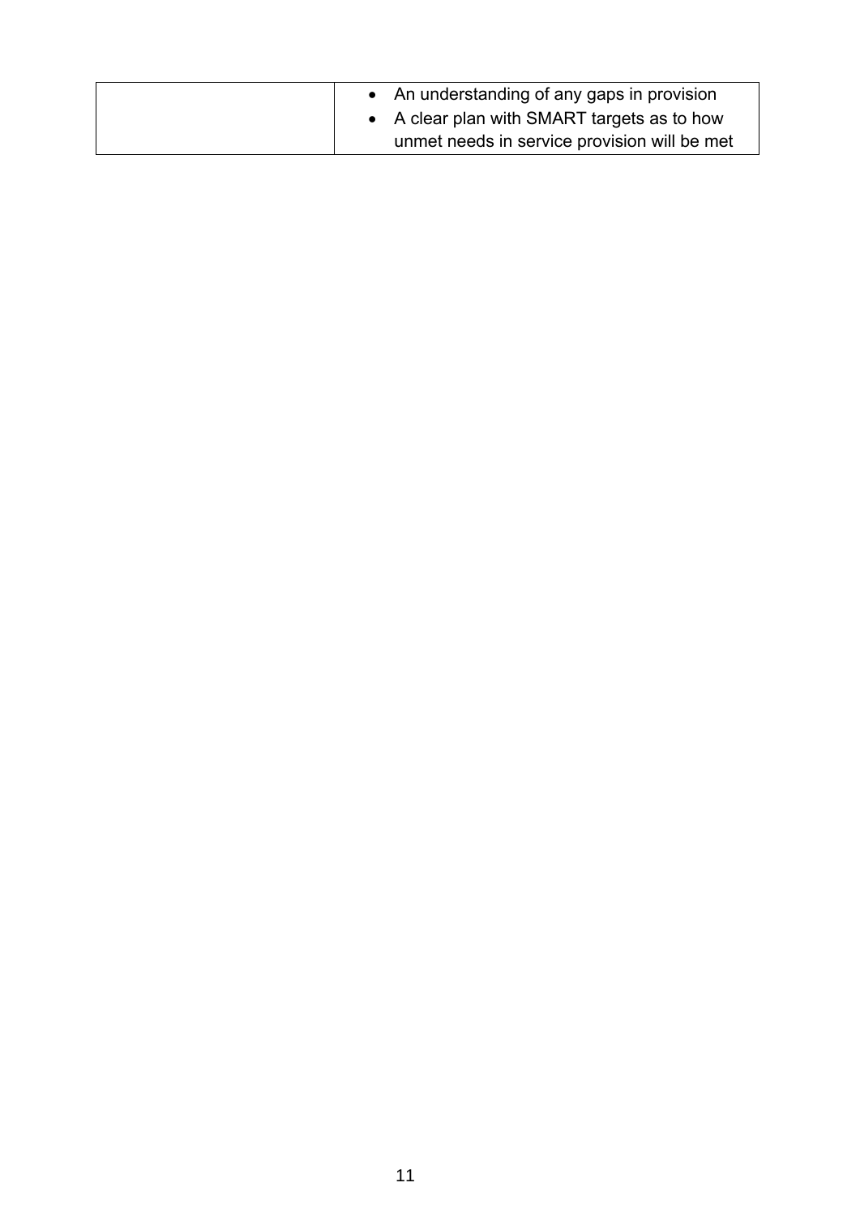| | |
|---|---|
| | • An understanding of any gaps in provision<br>• A clear plan with SMART targets as to how unmet needs in service provision will be met |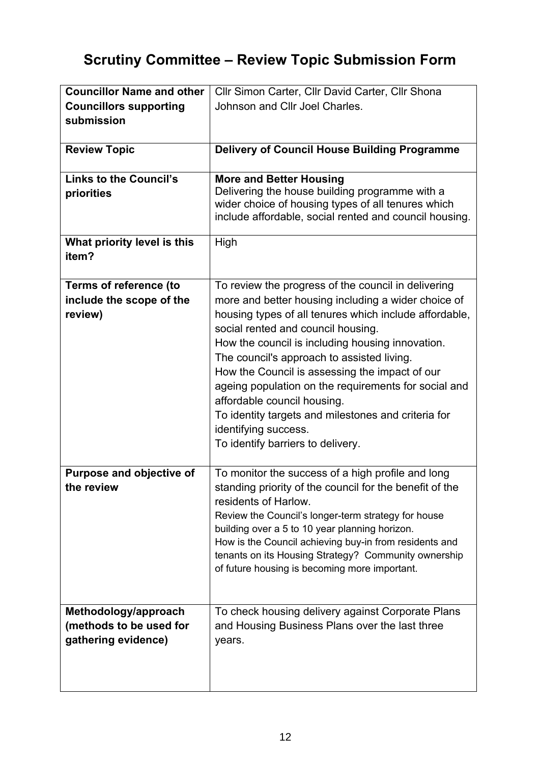# Scrutiny Committee – Review Topic Submission Form

| | |
|---|---|
| **Councillor Name and other Councillors supporting submission** | Cllr Simon Carter, Cllr David Carter, Cllr Shona Johnson and Cllr Joel Charles. |
| **Review Topic** | **Delivery of Council House Building Programme** |
| **Links to the Council's priorities** | **More and Better Housing**<br>Delivering the house building programme with a wider choice of housing types of all tenures which include affordable, social rented and council housing. |
| **What priority level is this item?** | High |
| **Terms of reference (to include the scope of the review)** | To review the progress of the council in delivering more and better housing including a wider choice of housing types of all tenures which include affordable, social rented and council housing.<br>How the council is including housing innovation.<br>The council's approach to assisted living.<br>How the Council is assessing the impact of our ageing population on the requirements for social and affordable council housing.<br>To identity targets and milestones and criteria for identifying success.<br>To identify barriers to delivery. |
| **Purpose and objective of the review** | To monitor the success of a high profile and long standing priority of the council for the benefit of the residents of Harlow.<br>Review the Council's longer-term strategy for house building over a 5 to 10 year planning horizon.<br>How is the Council achieving buy-in from residents and tenants on its Housing Strategy? Community ownership of future housing is becoming more important. |
| **Methodology/approach (methods to be used for gathering evidence)** | To check housing delivery against Corporate Plans and Housing Business Plans over the last three years. |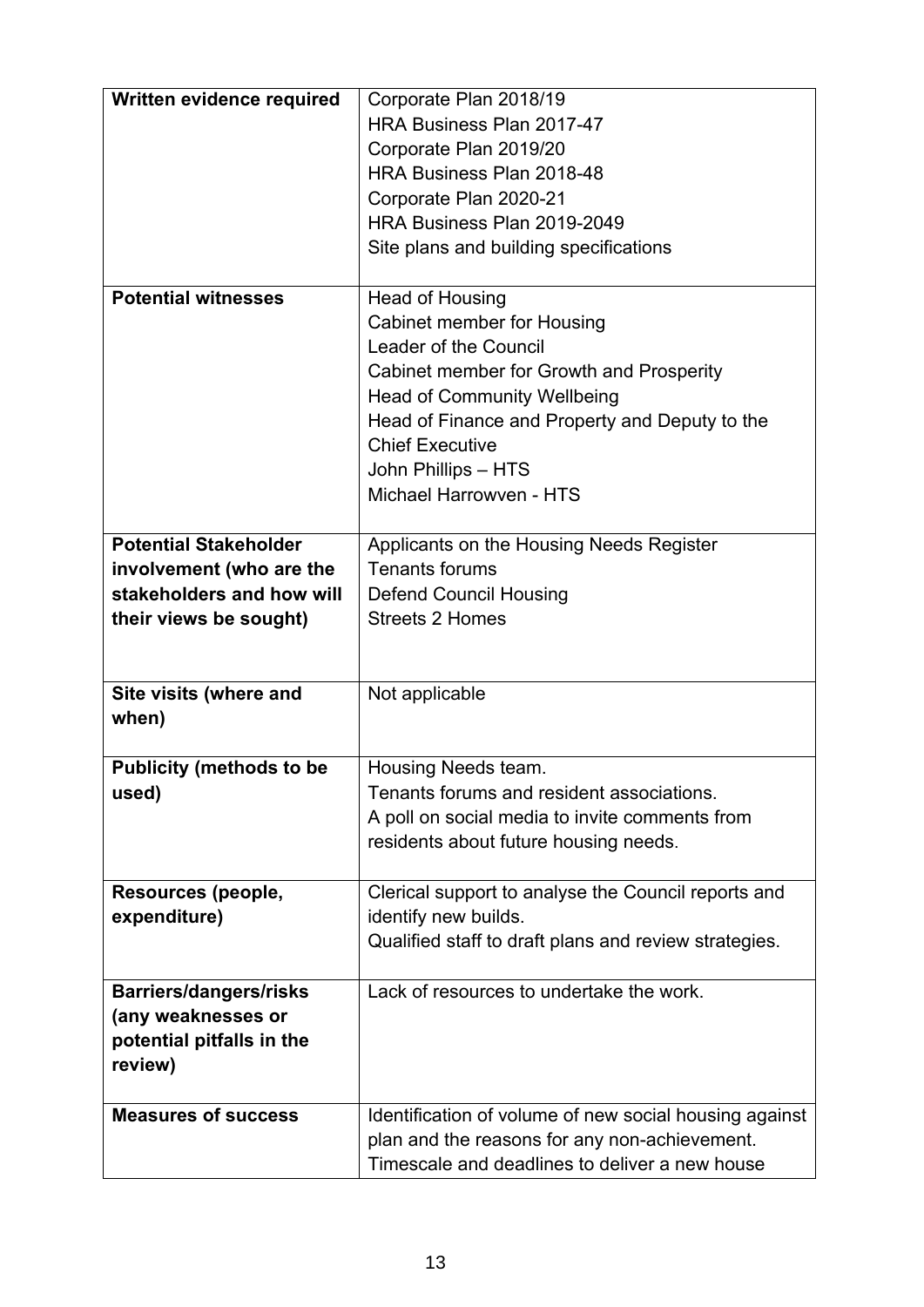| | |
|---|---|
| **Written evidence required** | Corporate Plan 2018/19<br>HRA Business Plan 2017-47<br>Corporate Plan 2019/20<br>HRA Business Plan 2018-48<br>Corporate Plan 2020-21<br>HRA Business Plan 2019-2049<br>Site plans and building specifications |
| **Potential witnesses** | Head of Housing<br>Cabinet member for Housing<br>Leader of the Council<br>Cabinet member for Growth and Prosperity<br>Head of Community Wellbeing<br>Head of Finance and Property and Deputy to the Chief Executive<br>John Phillips – HTS<br>Michael Harrowven - HTS |
| **Potential Stakeholder involvement (who are the stakeholders and how will their views be sought)** | Applicants on the Housing Needs Register<br>Tenants forums<br>Defend Council Housing<br>Streets 2 Homes |
| **Site visits (where and when)** | Not applicable |
| **Publicity (methods to be used)** | Housing Needs team.<br>Tenants forums and resident associations.<br>A poll on social media to invite comments from residents about future housing needs. |
| **Resources (people, expenditure)** | Clerical support to analyse the Council reports and identify new builds.<br>Qualified staff to draft plans and review strategies. |
| **Barriers/dangers/risks (any weaknesses or potential pitfalls in the review)** | Lack of resources to undertake the work. |
| **Measures of success** | Identification of volume of new social housing against plan and the reasons for any non-achievement.<br>Timescale and deadlines to deliver a new house |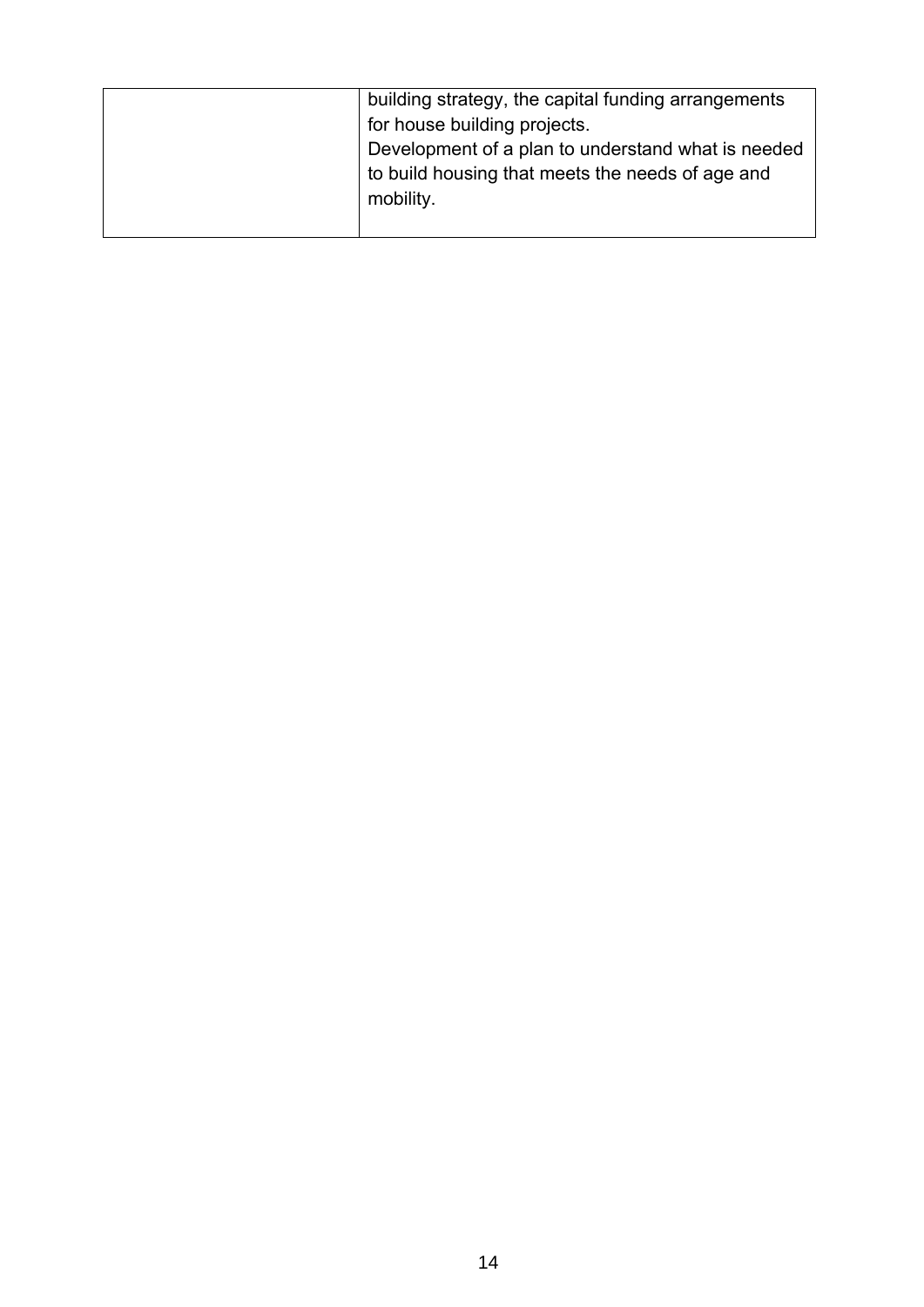| | |
|---|---|
| | building strategy, the capital funding arrangements for house building projects.<br>Development of a plan to understand what is needed to build housing that meets the needs of age and mobility. |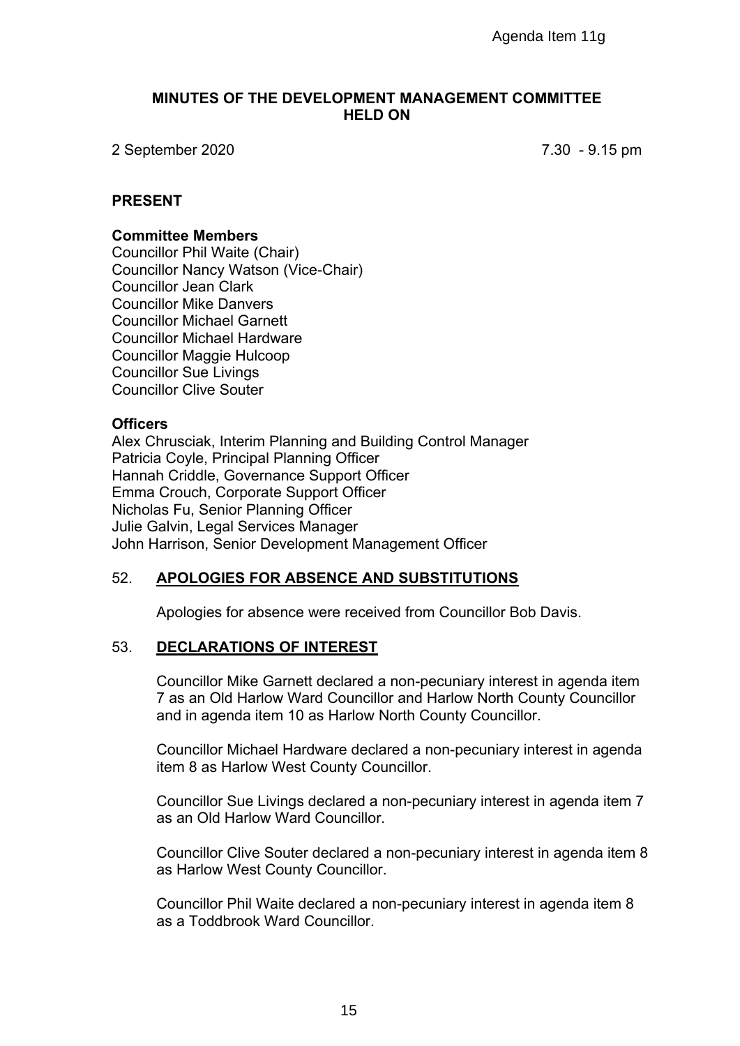Agenda Item 11g

# MINUTES OF THE DEVELOPMENT MANAGEMENT COMMITTEE HELD ON

2 September 2020 7.30 - 9.15 pm

## PRESENT

### Committee Members

Councillor Phil Waite (Chair)
Councillor Nancy Watson (Vice-Chair)
Councillor Jean Clark
Councillor Mike Danvers
Councillor Michael Garnett
Councillor Michael Hardware
Councillor Maggie Hulcoop
Councillor Sue Livings
Councillor Clive Souter

### Officers

Alex Chrusciak, Interim Planning and Building Control Manager
Patricia Coyle, Principal Planning Officer
Hannah Criddle, Governance Support Officer
Emma Crouch, Corporate Support Officer
Nicholas Fu, Senior Planning Officer
Julie Galvin, Legal Services Manager
John Harrison, Senior Development Management Officer

## 52. APOLOGIES FOR ABSENCE AND SUBSTITUTIONS

Apologies for absence were received from Councillor Bob Davis.

## 53. DECLARATIONS OF INTEREST

Councillor Mike Garnett declared a non-pecuniary interest in agenda item 7 as an Old Harlow Ward Councillor and Harlow North County Councillor and in agenda item 10 as Harlow North County Councillor.

Councillor Michael Hardware declared a non-pecuniary interest in agenda item 8 as Harlow West County Councillor.

Councillor Sue Livings declared a non-pecuniary interest in agenda item 7 as an Old Harlow Ward Councillor.

Councillor Clive Souter declared a non-pecuniary interest in agenda item 8 as Harlow West County Councillor.

Councillor Phil Waite declared a non-pecuniary interest in agenda item 8 as a Toddbrook Ward Councillor.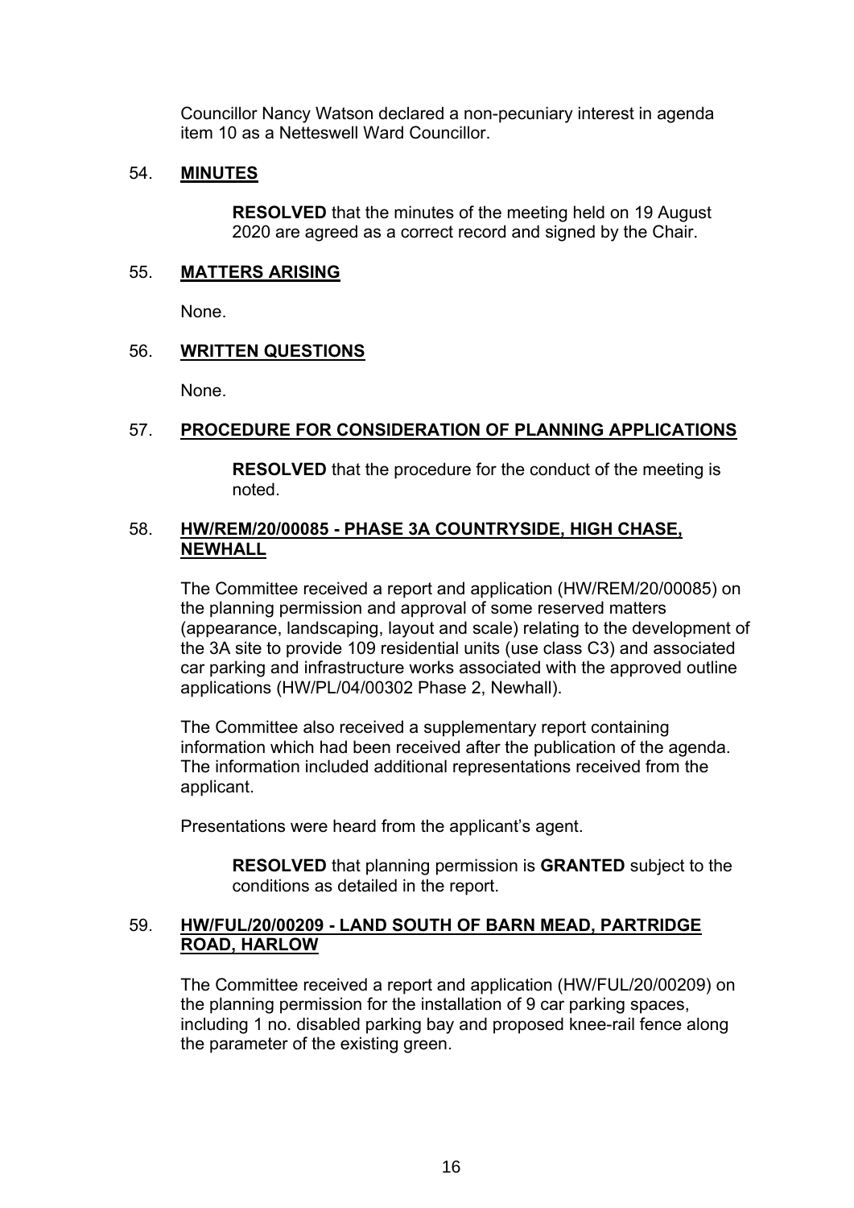Councillor Nancy Watson declared a non-pecuniary interest in agenda item 10 as a Netteswell Ward Councillor.

54. **MINUTES**

    **RESOLVED** that the minutes of the meeting held on 19 August 2020 are agreed as a correct record and signed by the Chair.

55. **MATTERS ARISING**

    None.

56. **WRITTEN QUESTIONS**

    None.

57. **PROCEDURE FOR CONSIDERATION OF PLANNING APPLICATIONS**

    **RESOLVED** that the procedure for the conduct of the meeting is noted.

58. **HW/REM/20/00085 - PHASE 3A COUNTRYSIDE, HIGH CHASE, NEWHALL**

    The Committee received a report and application (HW/REM/20/00085) on the planning permission and approval of some reserved matters (appearance, landscaping, layout and scale) relating to the development of the 3A site to provide 109 residential units (use class C3) and associated car parking and infrastructure works associated with the approved outline applications (HW/PL/04/00302 Phase 2, Newhall).

    The Committee also received a supplementary report containing information which had been received after the publication of the agenda. The information included additional representations received from the applicant.

    Presentations were heard from the applicant's agent.

    **RESOLVED** that planning permission is **GRANTED** subject to the conditions as detailed in the report.

59. **HW/FUL/20/00209 - LAND SOUTH OF BARN MEAD, PARTRIDGE ROAD, HARLOW**

    The Committee received a report and application (HW/FUL/20/00209) on the planning permission for the installation of 9 car parking spaces, including 1 no. disabled parking bay and proposed knee-rail fence along the parameter of the existing green.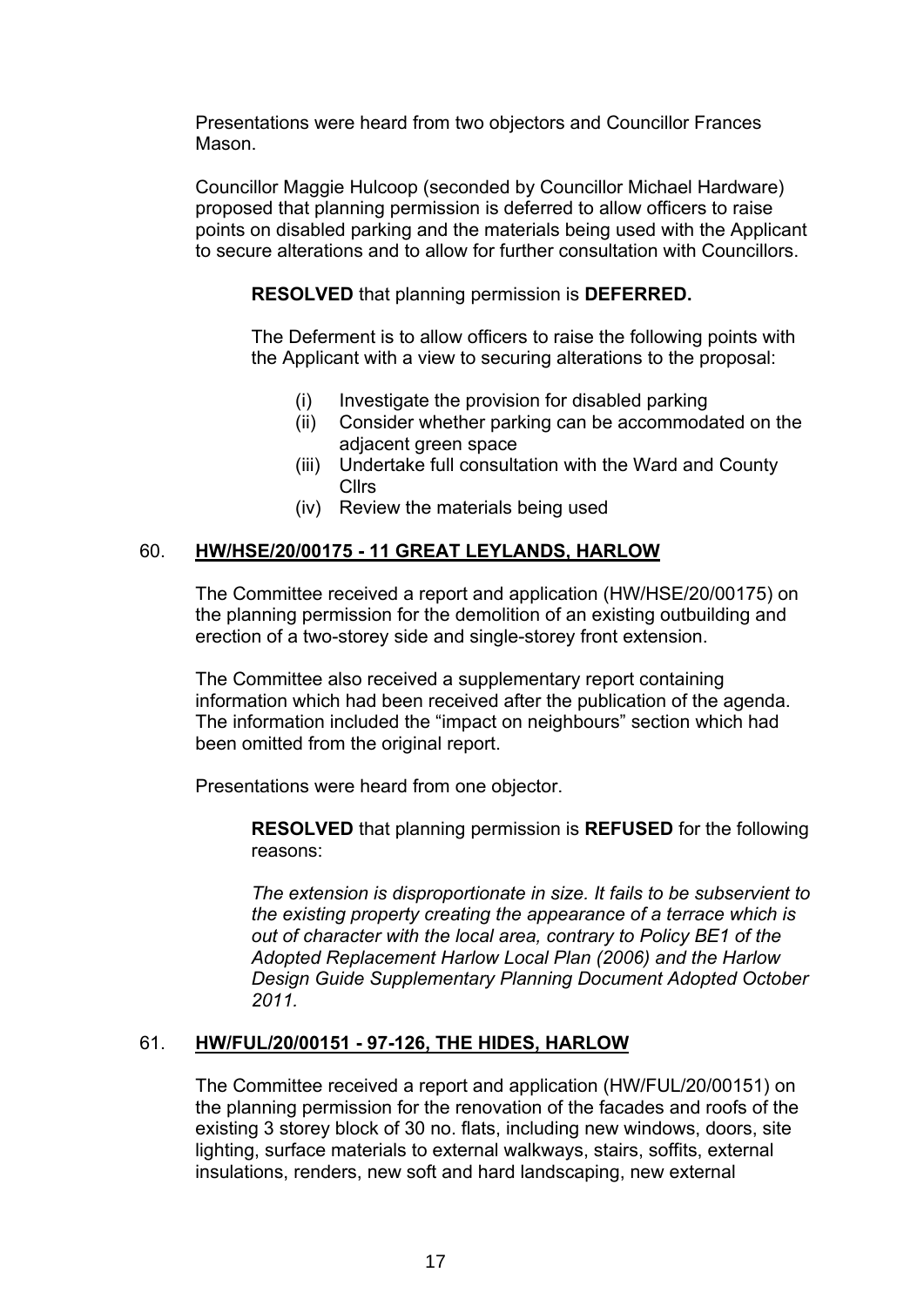Presentations were heard from two objectors and Councillor Frances Mason.

Councillor Maggie Hulcoop (seconded by Councillor Michael Hardware) proposed that planning permission is deferred to allow officers to raise points on disabled parking and the materials being used with the Applicant to secure alterations and to allow for further consultation with Councillors.

**RESOLVED** that planning permission is **DEFERRED.**

The Deferment is to allow officers to raise the following points with the Applicant with a view to securing alterations to the proposal:

(i) Investigate the provision for disabled parking
(ii) Consider whether parking can be accommodated on the adjacent green space
(iii) Undertake full consultation with the Ward and County Cllrs
(iv) Review the materials being used

## 60. HW/HSE/20/00175 - 11 GREAT LEYLANDS, HARLOW

The Committee received a report and application (HW/HSE/20/00175) on the planning permission for the demolition of an existing outbuilding and erection of a two-storey side and single-storey front extension.

The Committee also received a supplementary report containing information which had been received after the publication of the agenda. The information included the "impact on neighbours" section which had been omitted from the original report.

Presentations were heard from one objector.

**RESOLVED** that planning permission is **REFUSED** for the following reasons:

*The extension is disproportionate in size. It fails to be subservient to the existing property creating the appearance of a terrace which is out of character with the local area, contrary to Policy BE1 of the Adopted Replacement Harlow Local Plan (2006) and the Harlow Design Guide Supplementary Planning Document Adopted October 2011.*

## 61. HW/FUL/20/00151 - 97-126, THE HIDES, HARLOW

The Committee received a report and application (HW/FUL/20/00151) on the planning permission for the renovation of the facades and roofs of the existing 3 storey block of 30 no. flats, including new windows, doors, site lighting, surface materials to external walkways, stairs, soffits, external insulations, renders, new soft and hard landscaping, new external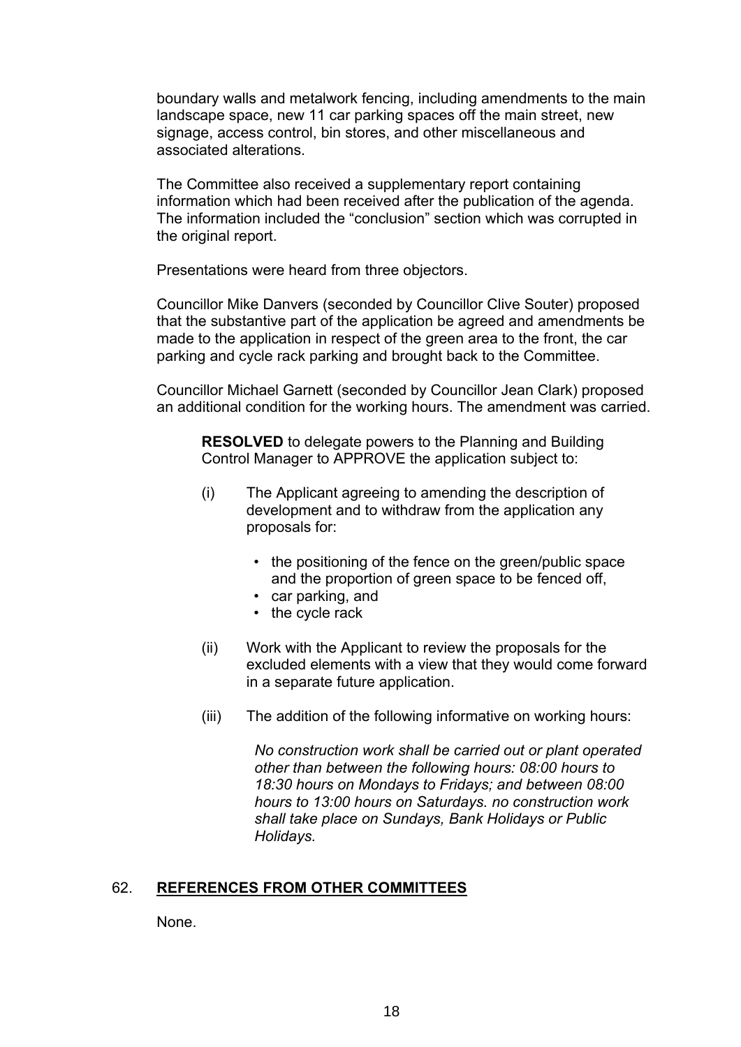boundary walls and metalwork fencing, including amendments to the main landscape space, new 11 car parking spaces off the main street, new signage, access control, bin stores, and other miscellaneous and associated alterations.

The Committee also received a supplementary report containing information which had been received after the publication of the agenda. The information included the "conclusion" section which was corrupted in the original report.

Presentations were heard from three objectors.

Councillor Mike Danvers (seconded by Councillor Clive Souter) proposed that the substantive part of the application be agreed and amendments be made to the application in respect of the green area to the front, the car parking and cycle rack parking and brought back to the Committee.

Councillor Michael Garnett (seconded by Councillor Jean Clark) proposed an additional condition for the working hours. The amendment was carried.

> **RESOLVED** to delegate powers to the Planning and Building Control Manager to APPROVE the application subject to:
>
> (i) The Applicant agreeing to amending the description of development and to withdraw from the application any proposals for:
>
> - the positioning of the fence on the green/public space and the proportion of green space to be fenced off,
> - car parking, and
> - the cycle rack
>
> (ii) Work with the Applicant to review the proposals for the excluded elements with a view that they would come forward in a separate future application.
>
> (iii) The addition of the following informative on working hours:
>
> *No construction work shall be carried out or plant operated other than between the following hours: 08:00 hours to 18:30 hours on Mondays to Fridays; and between 08:00 hours to 13:00 hours on Saturdays. no construction work shall take place on Sundays, Bank Holidays or Public Holidays.*

## 62. **REFERENCES FROM OTHER COMMITTEES**

None.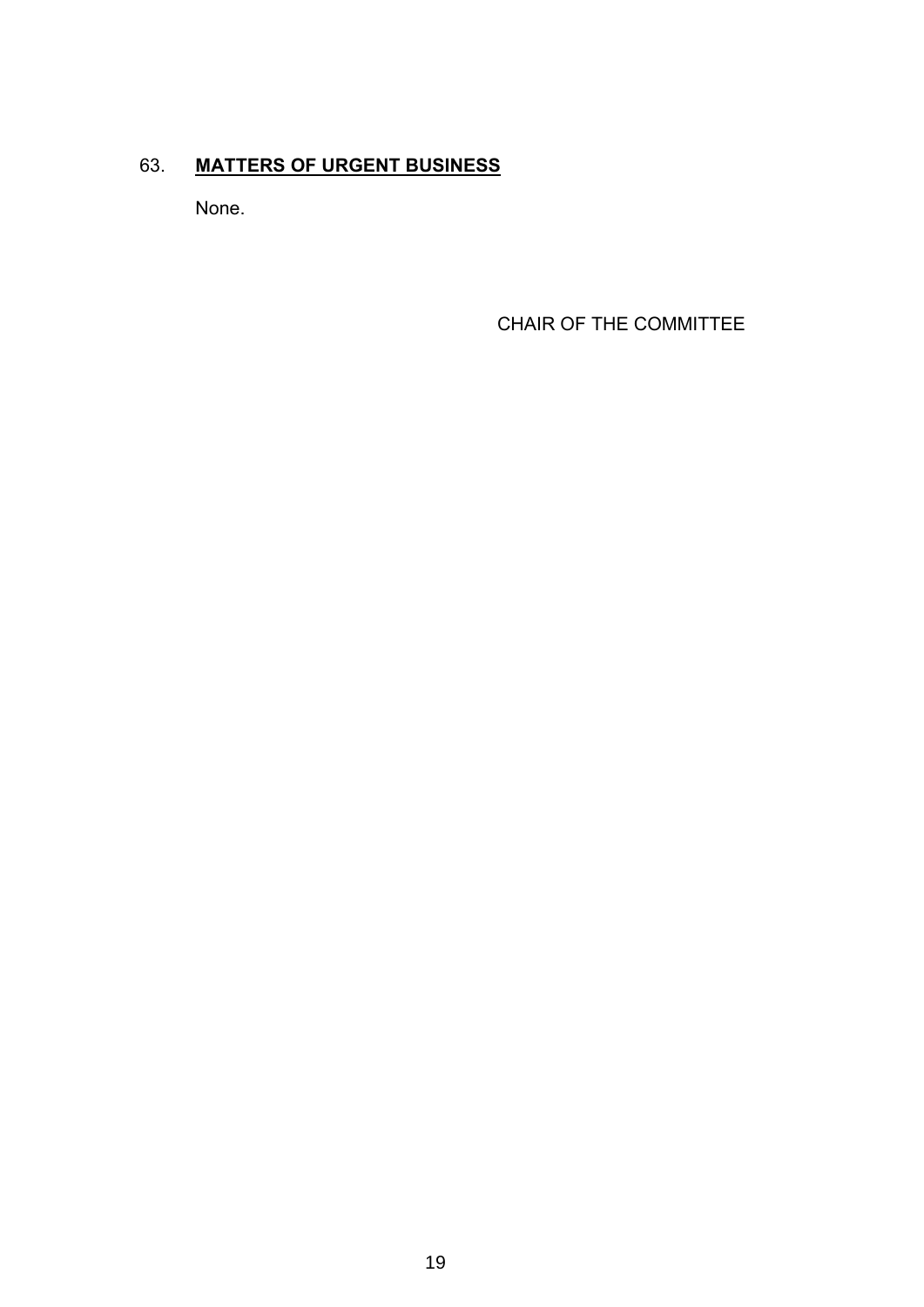## 63. **MATTERS OF URGENT BUSINESS**

None.

CHAIR OF THE COMMITTEE